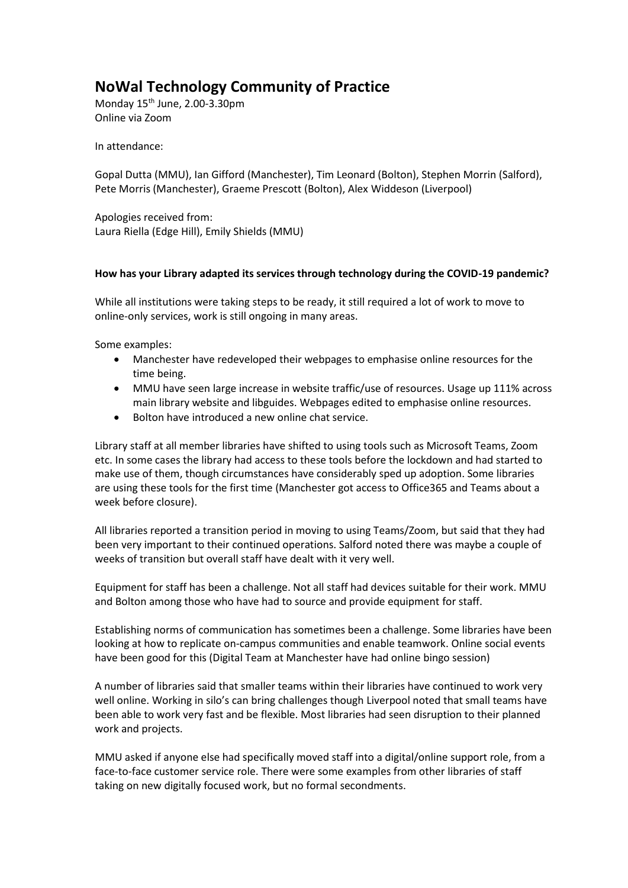# NoWal Technology Community of Practice

Monday 15th June, 2.00-3.30pm
Online via Zoom

In attendance:

Gopal Dutta (MMU), Ian Gifford (Manchester), Tim Leonard (Bolton), Stephen Morrin (Salford), Pete Morris (Manchester), Graeme Prescott (Bolton), Alex Widdeson (Liverpool)

Apologies received from:
Laura Riella (Edge Hill), Emily Shields (MMU)

**How has your Library adapted its services through technology during the COVID-19 pandemic?**

While all institutions were taking steps to be ready, it still required a lot of work to move to online-only services, work is still ongoing in many areas.

Some examples:

- Manchester have redeveloped their webpages to emphasise online resources for the time being.
- MMU have seen large increase in website traffic/use of resources. Usage up 111% across main library website and libguides. Webpages edited to emphasise online resources.
- Bolton have introduced a new online chat service.

Library staff at all member libraries have shifted to using tools such as Microsoft Teams, Zoom etc. In some cases the library had access to these tools before the lockdown and had started to make use of them, though circumstances have considerably sped up adoption. Some libraries are using these tools for the first time (Manchester got access to Office365 and Teams about a week before closure).

All libraries reported a transition period in moving to using Teams/Zoom, but said that they had been very important to their continued operations. Salford noted there was maybe a couple of weeks of transition but overall staff have dealt with it very well.

Equipment for staff has been a challenge. Not all staff had devices suitable for their work. MMU and Bolton among those who have had to source and provide equipment for staff.

Establishing norms of communication has sometimes been a challenge. Some libraries have been looking at how to replicate on-campus communities and enable teamwork. Online social events have been good for this (Digital Team at Manchester have had online bingo session)

A number of libraries said that smaller teams within their libraries have continued to work very well online. Working in silo's can bring challenges though Liverpool noted that small teams have been able to work very fast and be flexible. Most libraries had seen disruption to their planned work and projects.

MMU asked if anyone else had specifically moved staff into a digital/online support role, from a face-to-face customer service role. There were some examples from other libraries of staff taking on new digitally focused work, but no formal secondments.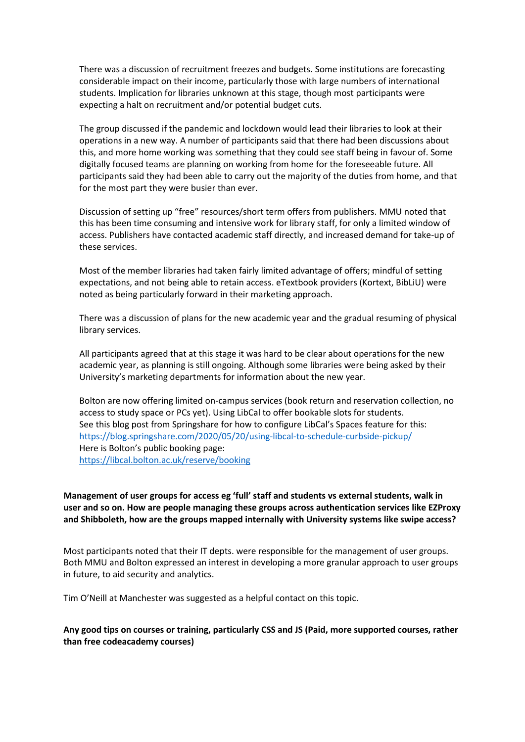There was a discussion of recruitment freezes and budgets. Some institutions are forecasting considerable impact on their income, particularly those with large numbers of international students. Implication for libraries unknown at this stage, though most participants were expecting a halt on recruitment and/or potential budget cuts.

The group discussed if the pandemic and lockdown would lead their libraries to look at their operations in a new way. A number of participants said that there had been discussions about this, and more home working was something that they could see staff being in favour of. Some digitally focused teams are planning on working from home for the foreseeable future. All participants said they had been able to carry out the majority of the duties from home, and that for the most part they were busier than ever.

Discussion of setting up "free" resources/short term offers from publishers. MMU noted that this has been time consuming and intensive work for library staff, for only a limited window of access. Publishers have contacted academic staff directly, and increased demand for take-up of these services.

Most of the member libraries had taken fairly limited advantage of offers; mindful of setting expectations, and not being able to retain access. eTextbook providers (Kortext, BibLiU) were noted as being particularly forward in their marketing approach.

There was a discussion of plans for the new academic year and the gradual resuming of physical library services.

All participants agreed that at this stage it was hard to be clear about operations for the new academic year, as planning is still ongoing. Although some libraries were being asked by their University's marketing departments for information about the new year.

Bolton are now offering limited on-campus services (book return and reservation collection, no access to study space or PCs yet). Using LibCal to offer bookable slots for students.
See this blog post from Springshare for how to configure LibCal's Spaces feature for this:
https://blog.springshare.com/2020/05/20/using-libcal-to-schedule-curbside-pickup/
Here is Bolton's public booking page:
https://libcal.bolton.ac.uk/reserve/booking

**Management of user groups for access eg 'full' staff and students vs external students, walk in user and so on. How are people managing these groups across authentication services like EZProxy and Shibboleth, how are the groups mapped internally with University systems like swipe access?**

Most participants noted that their IT depts. were responsible for the management of user groups. Both MMU and Bolton expressed an interest in developing a more granular approach to user groups in future, to aid security and analytics.

Tim O'Neill at Manchester was suggested as a helpful contact on this topic.

**Any good tips on courses or training, particularly CSS and JS (Paid, more supported courses, rather than free codeacademy courses)**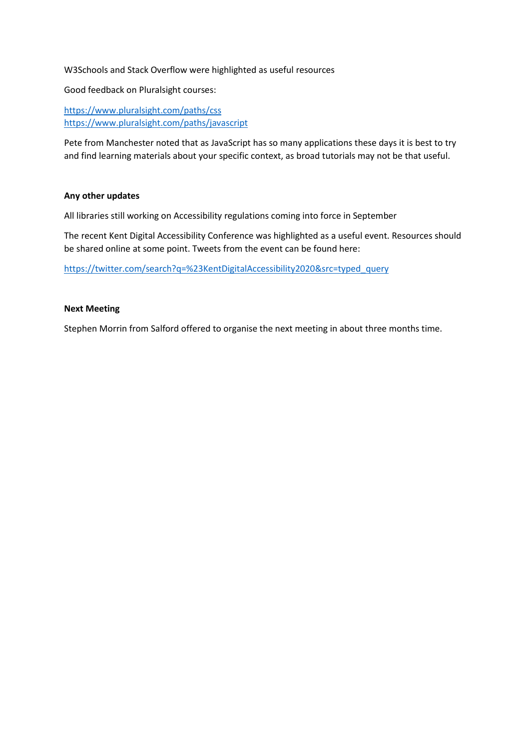W3Schools and Stack Overflow were highlighted as useful resources

Good feedback on Pluralsight courses:

https://www.pluralsight.com/paths/css
https://www.pluralsight.com/paths/javascript

Pete from Manchester noted that as JavaScript has so many applications these days it is best to try and find learning materials about your specific context, as broad tutorials may not be that useful.

**Any other updates**

All libraries still working on Accessibility regulations coming into force in September

The recent Kent Digital Accessibility Conference was highlighted as a useful event. Resources should be shared online at some point. Tweets from the event can be found here:

https://twitter.com/search?q=%23KentDigitalAccessibility2020&src=typed_query

**Next Meeting**

Stephen Morrin from Salford offered to organise the next meeting in about three months time.